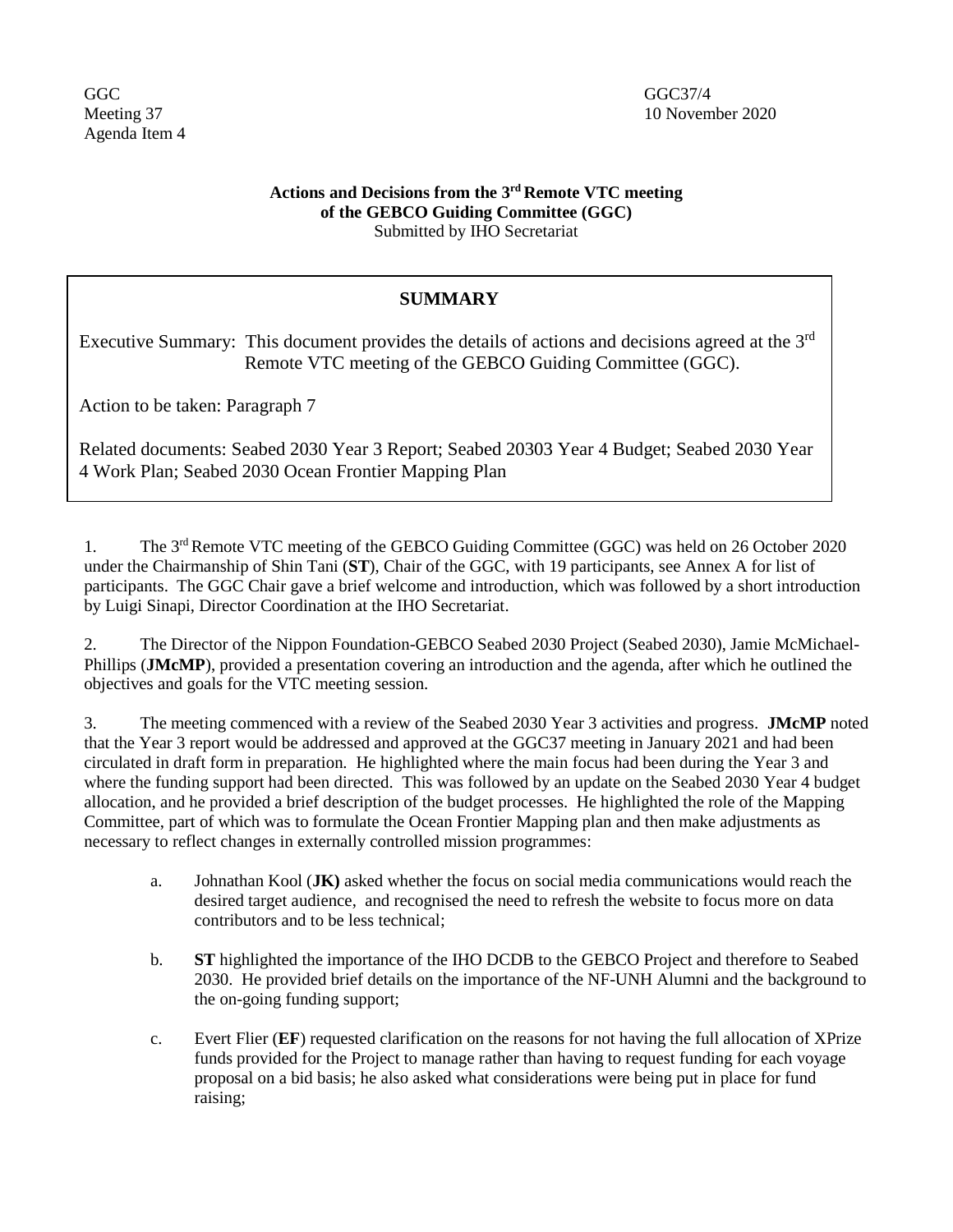GGC
Meeting 37
Agenda Item 4

GGC37/4
10 November 2020

**Actions and Decisions from the 3rd Remote VTC meeting of the GEBCO Guiding Committee (GGC)**
Submitted by IHO Secretariat

## SUMMARY

Executive Summary: This document provides the details of actions and decisions agreed at the 3rd Remote VTC meeting of the GEBCO Guiding Committee (GGC).

Action to be taken: Paragraph 7

Related documents: Seabed 2030 Year 3 Report; Seabed 20303 Year 4 Budget; Seabed 2030 Year 4 Work Plan; Seabed 2030 Ocean Frontier Mapping Plan

1. The 3rd Remote VTC meeting of the GEBCO Guiding Committee (GGC) was held on 26 October 2020 under the Chairmanship of Shin Tani (**ST**), Chair of the GGC, with 19 participants, see Annex A for list of participants. The GGC Chair gave a brief welcome and introduction, which was followed by a short introduction by Luigi Sinapi, Director Coordination at the IHO Secretariat.

2. The Director of the Nippon Foundation-GEBCO Seabed 2030 Project (Seabed 2030), Jamie McMichael-Phillips (**JMcMP**), provided a presentation covering an introduction and the agenda, after which he outlined the objectives and goals for the VTC meeting session.

3. The meeting commenced with a review of the Seabed 2030 Year 3 activities and progress. **JMcMP** noted that the Year 3 report would be addressed and approved at the GGC37 meeting in January 2021 and had been circulated in draft form in preparation. He highlighted where the main focus had been during the Year 3 and where the funding support had been directed. This was followed by an update on the Seabed 2030 Year 4 budget allocation, and he provided a brief description of the budget processes. He highlighted the role of the Mapping Committee, part of which was to formulate the Ocean Frontier Mapping plan and then make adjustments as necessary to reflect changes in externally controlled mission programmes:

   a. Johnathan Kool (**JK)** asked whether the focus on social media communications would reach the desired target audience, and recognised the need to refresh the website to focus more on data contributors and to be less technical;

   b. **ST** highlighted the importance of the IHO DCDB to the GEBCO Project and therefore to Seabed 2030. He provided brief details on the importance of the NF-UNH Alumni and the background to the on-going funding support;

   c. Evert Flier (**EF**) requested clarification on the reasons for not having the full allocation of XPrize funds provided for the Project to manage rather than having to request funding for each voyage proposal on a bid basis; he also asked what considerations were being put in place for fund raising;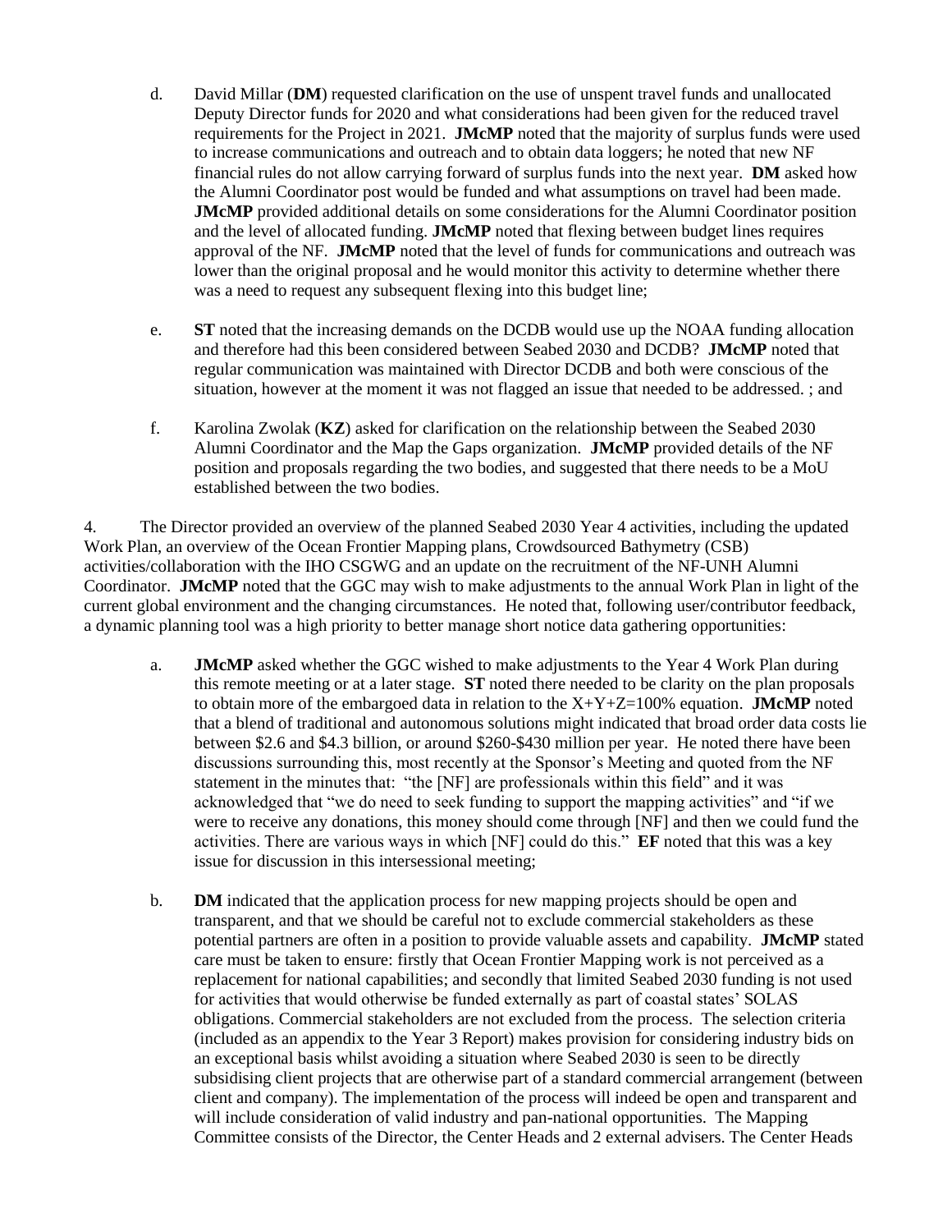d. David Millar (**DM**) requested clarification on the use of unspent travel funds and unallocated Deputy Director funds for 2020 and what considerations had been given for the reduced travel requirements for the Project in 2021. **JMcMP** noted that the majority of surplus funds were used to increase communications and outreach and to obtain data loggers; he noted that new NF financial rules do not allow carrying forward of surplus funds into the next year. **DM** asked how the Alumni Coordinator post would be funded and what assumptions on travel had been made. **JMcMP** provided additional details on some considerations for the Alumni Coordinator position and the level of allocated funding. **JMcMP** noted that flexing between budget lines requires approval of the NF. **JMcMP** noted that the level of funds for communications and outreach was lower than the original proposal and he would monitor this activity to determine whether there was a need to request any subsequent flexing into this budget line;

e. **ST** noted that the increasing demands on the DCDB would use up the NOAA funding allocation and therefore had this been considered between Seabed 2030 and DCDB? **JMcMP** noted that regular communication was maintained with Director DCDB and both were conscious of the situation, however at the moment it was not flagged an issue that needed to be addressed. ; and

f. Karolina Zwolak (**KZ**) asked for clarification on the relationship between the Seabed 2030 Alumni Coordinator and the Map the Gaps organization. **JMcMP** provided details of the NF position and proposals regarding the two bodies, and suggested that there needs to be a MoU established between the two bodies.

4. The Director provided an overview of the planned Seabed 2030 Year 4 activities, including the updated Work Plan, an overview of the Ocean Frontier Mapping plans, Crowdsourced Bathymetry (CSB) activities/collaboration with the IHO CSGWG and an update on the recruitment of the NF-UNH Alumni Coordinator. **JMcMP** noted that the GGC may wish to make adjustments to the annual Work Plan in light of the current global environment and the changing circumstances. He noted that, following user/contributor feedback, a dynamic planning tool was a high priority to better manage short notice data gathering opportunities:

a. **JMcMP** asked whether the GGC wished to make adjustments to the Year 4 Work Plan during this remote meeting or at a later stage. **ST** noted there needed to be clarity on the plan proposals to obtain more of the embargoed data in relation to the X+Y+Z=100% equation. **JMcMP** noted that a blend of traditional and autonomous solutions might indicated that broad order data costs lie between $2.6 and $4.3 billion, or around $260-$430 million per year. He noted there have been discussions surrounding this, most recently at the Sponsor's Meeting and quoted from the NF statement in the minutes that: "the [NF] are professionals within this field" and it was acknowledged that "we do need to seek funding to support the mapping activities" and "if we were to receive any donations, this money should come through [NF] and then we could fund the activities. There are various ways in which [NF] could do this." **EF** noted that this was a key issue for discussion in this intersessional meeting;

b. **DM** indicated that the application process for new mapping projects should be open and transparent, and that we should be careful not to exclude commercial stakeholders as these potential partners are often in a position to provide valuable assets and capability. **JMcMP** stated care must be taken to ensure: firstly that Ocean Frontier Mapping work is not perceived as a replacement for national capabilities; and secondly that limited Seabed 2030 funding is not used for activities that would otherwise be funded externally as part of coastal states' SOLAS obligations. Commercial stakeholders are not excluded from the process. The selection criteria (included as an appendix to the Year 3 Report) makes provision for considering industry bids on an exceptional basis whilst avoiding a situation where Seabed 2030 is seen to be directly subsidising client projects that are otherwise part of a standard commercial arrangement (between client and company). The implementation of the process will indeed be open and transparent and will include consideration of valid industry and pan-national opportunities. The Mapping Committee consists of the Director, the Center Heads and 2 external advisers. The Center Heads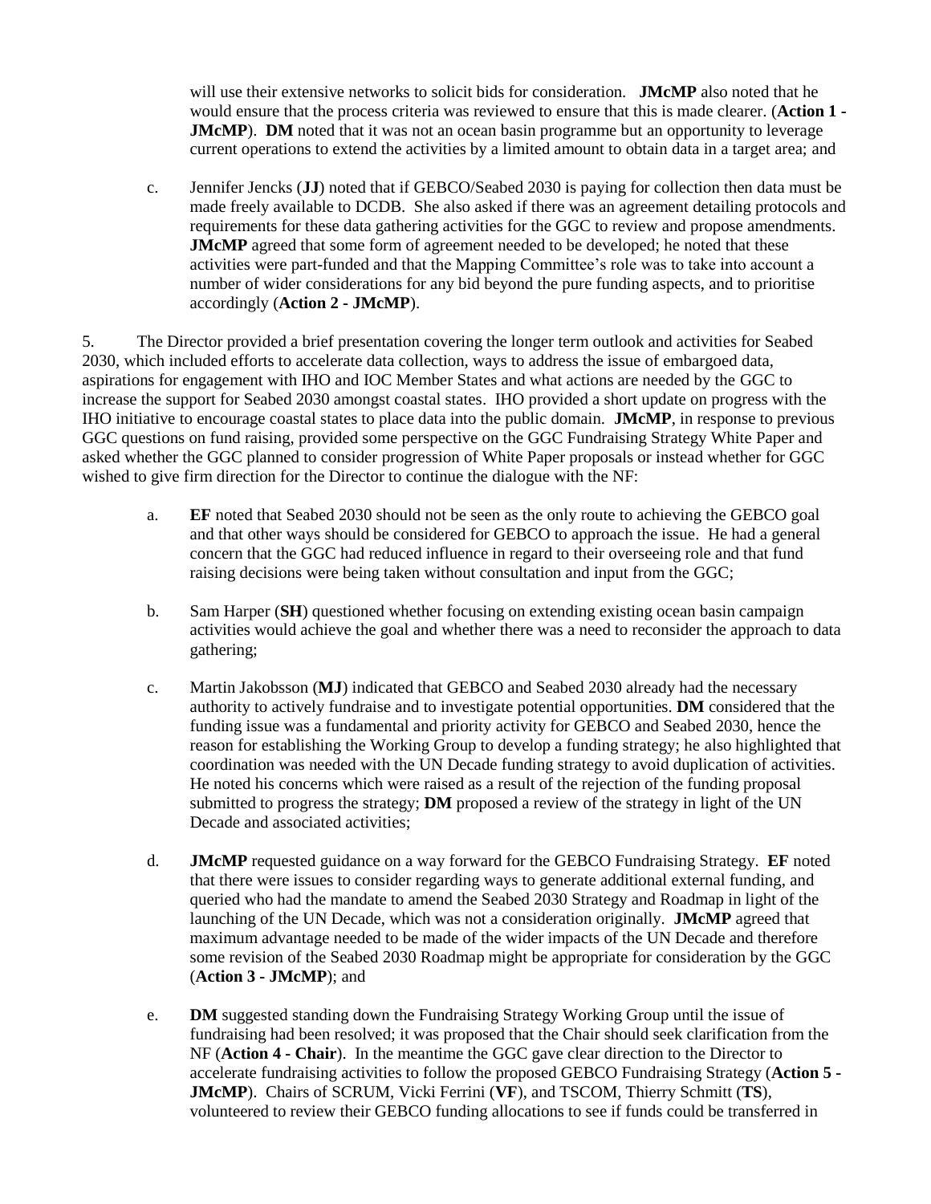will use their extensive networks to solicit bids for consideration. **JMcMP** also noted that he would ensure that the process criteria was reviewed to ensure that this is made clearer. (**Action 1 - JMcMP**). **DM** noted that it was not an ocean basin programme but an opportunity to leverage current operations to extend the activities by a limited amount to obtain data in a target area; and

c. Jennifer Jencks (**JJ**) noted that if GEBCO/Seabed 2030 is paying for collection then data must be made freely available to DCDB. She also asked if there was an agreement detailing protocols and requirements for these data gathering activities for the GGC to review and propose amendments. **JMcMP** agreed that some form of agreement needed to be developed; he noted that these activities were part-funded and that the Mapping Committee's role was to take into account a number of wider considerations for any bid beyond the pure funding aspects, and to prioritise accordingly (**Action 2 - JMcMP**).

5. The Director provided a brief presentation covering the longer term outlook and activities for Seabed 2030, which included efforts to accelerate data collection, ways to address the issue of embargoed data, aspirations for engagement with IHO and IOC Member States and what actions are needed by the GGC to increase the support for Seabed 2030 amongst coastal states. IHO provided a short update on progress with the IHO initiative to encourage coastal states to place data into the public domain. **JMcMP**, in response to previous GGC questions on fund raising, provided some perspective on the GGC Fundraising Strategy White Paper and asked whether the GGC planned to consider progression of White Paper proposals or instead whether for GGC wished to give firm direction for the Director to continue the dialogue with the NF:

a. **EF** noted that Seabed 2030 should not be seen as the only route to achieving the GEBCO goal and that other ways should be considered for GEBCO to approach the issue. He had a general concern that the GGC had reduced influence in regard to their overseeing role and that fund raising decisions were being taken without consultation and input from the GGC;

b. Sam Harper (**SH**) questioned whether focusing on extending existing ocean basin campaign activities would achieve the goal and whether there was a need to reconsider the approach to data gathering;

c. Martin Jakobsson (**MJ**) indicated that GEBCO and Seabed 2030 already had the necessary authority to actively fundraise and to investigate potential opportunities. **DM** considered that the funding issue was a fundamental and priority activity for GEBCO and Seabed 2030, hence the reason for establishing the Working Group to develop a funding strategy; he also highlighted that coordination was needed with the UN Decade funding strategy to avoid duplication of activities. He noted his concerns which were raised as a result of the rejection of the funding proposal submitted to progress the strategy; **DM** proposed a review of the strategy in light of the UN Decade and associated activities;

d. **JMcMP** requested guidance on a way forward for the GEBCO Fundraising Strategy. **EF** noted that there were issues to consider regarding ways to generate additional external funding, and queried who had the mandate to amend the Seabed 2030 Strategy and Roadmap in light of the launching of the UN Decade, which was not a consideration originally. **JMcMP** agreed that maximum advantage needed to be made of the wider impacts of the UN Decade and therefore some revision of the Seabed 2030 Roadmap might be appropriate for consideration by the GGC (**Action 3 - JMcMP**); and

e. **DM** suggested standing down the Fundraising Strategy Working Group until the issue of fundraising had been resolved; it was proposed that the Chair should seek clarification from the NF (**Action 4 - Chair**). In the meantime the GGC gave clear direction to the Director to accelerate fundraising activities to follow the proposed GEBCO Fundraising Strategy (**Action 5 - JMcMP**). Chairs of SCRUM, Vicki Ferrini (**VF**), and TSCOM, Thierry Schmitt (**TS**), volunteered to review their GEBCO funding allocations to see if funds could be transferred in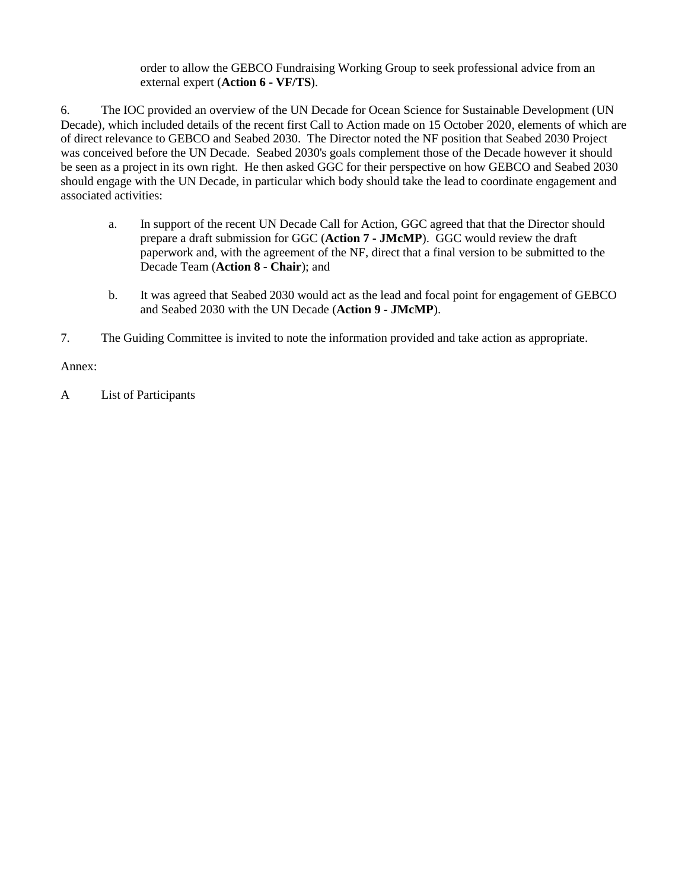order to allow the GEBCO Fundraising Working Group to seek professional advice from an external expert (**Action 6 - VF/TS**).

6. The IOC provided an overview of the UN Decade for Ocean Science for Sustainable Development (UN Decade), which included details of the recent first Call to Action made on 15 October 2020, elements of which are of direct relevance to GEBCO and Seabed 2030. The Director noted the NF position that Seabed 2030 Project was conceived before the UN Decade. Seabed 2030's goals complement those of the Decade however it should be seen as a project in its own right. He then asked GGC for their perspective on how GEBCO and Seabed 2030 should engage with the UN Decade, in particular which body should take the lead to coordinate engagement and associated activities:

a. In support of the recent UN Decade Call for Action, GGC agreed that that the Director should prepare a draft submission for GGC (**Action 7 - JMcMP**). GGC would review the draft paperwork and, with the agreement of the NF, direct that a final version to be submitted to the Decade Team (**Action 8 - Chair**); and

b. It was agreed that Seabed 2030 would act as the lead and focal point for engagement of GEBCO and Seabed 2030 with the UN Decade (**Action 9 - JMcMP**).

7. The Guiding Committee is invited to note the information provided and take action as appropriate.

Annex:

A List of Participants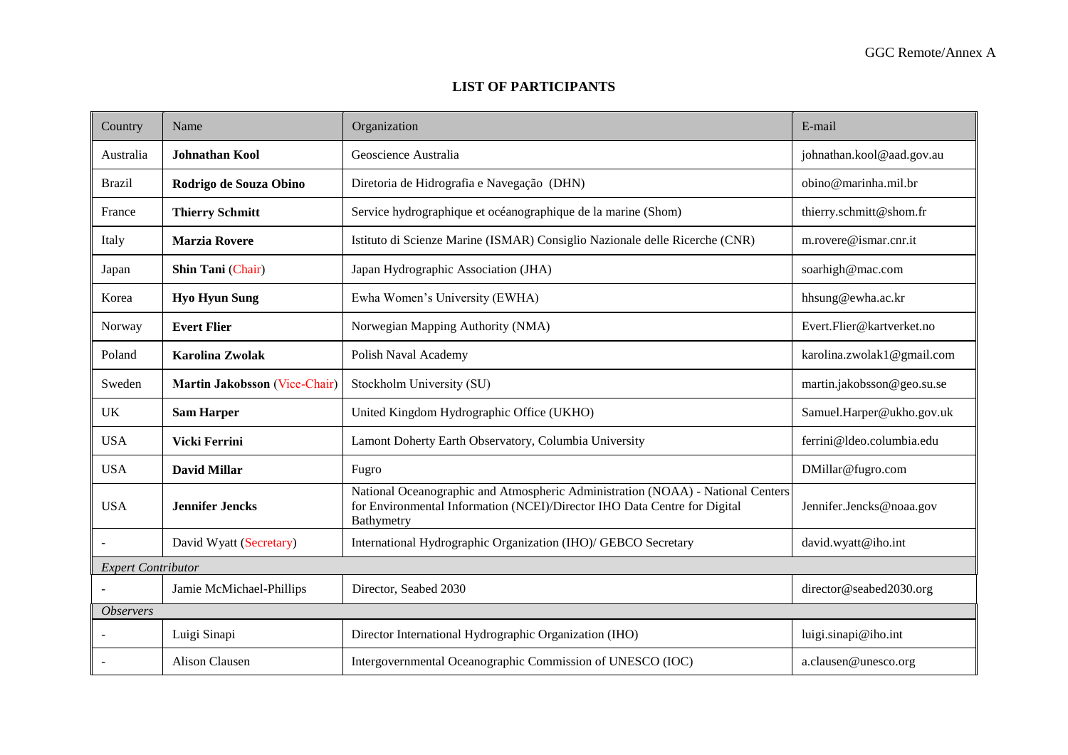GGC Remote/Annex A

## LIST OF PARTICIPANTS

| Country | Name | Organization | E-mail |
|---|---|---|---|
| Australia | **Johnathan Kool** | Geoscience Australia | johnathan.kool@aad.gov.au |
| Brazil | **Rodrigo de Souza Obino** | Diretoria de Hidrografia e Navegação (DHN) | obino@marinha.mil.br |
| France | **Thierry Schmitt** | Service hydrographique et océanographique de la marine (Shom) | thierry.schmitt@shom.fr |
| Italy | **Marzia Rovere** | Istituto di Scienze Marine (ISMAR) Consiglio Nazionale delle Ricerche (CNR) | m.rovere@ismar.cnr.it |
| Japan | **Shin Tani** (Chair) | Japan Hydrographic Association (JHA) | soarhigh@mac.com |
| Korea | **Hyo Hyun Sung** | Ewha Women's University (EWHA) | hhsung@ewha.ac.kr |
| Norway | **Evert Flier** | Norwegian Mapping Authority (NMA) | Evert.Flier@kartverket.no |
| Poland | **Karolina Zwolak** | Polish Naval Academy | karolina.zwolak1@gmail.com |
| Sweden | **Martin Jakobsson** (Vice-Chair) | Stockholm University (SU) | martin.jakobsson@geo.su.se |
| UK | **Sam Harper** | United Kingdom Hydrographic Office (UKHO) | Samuel.Harper@ukho.gov.uk |
| USA | **Vicki Ferrini** | Lamont Doherty Earth Observatory, Columbia University | ferrini@ldeo.columbia.edu |
| USA | **David Millar** | Fugro | DMillar@fugro.com |
| USA | **Jennifer Jencks** | National Oceanographic and Atmospheric Administration (NOAA) - National Centers for Environmental Information (NCEI)/Director IHO Data Centre for Digital Bathymetry | Jennifer.Jencks@noaa.gov |
| - | David Wyatt (Secretary) | International Hydrographic Organization (IHO)/ GEBCO Secretary | david.wyatt@iho.int |
| *Expert Contributor* | | | |
| - | Jamie McMichael-Phillips | Director, Seabed 2030 | director@seabed2030.org |
| *Observers* | | | |
| - | Luigi Sinapi | Director International Hydrographic Organization (IHO) | luigi.sinapi@iho.int |
| - | Alison Clausen | Intergovernmental Oceanographic Commission of UNESCO (IOC) | a.clausen@unesco.org |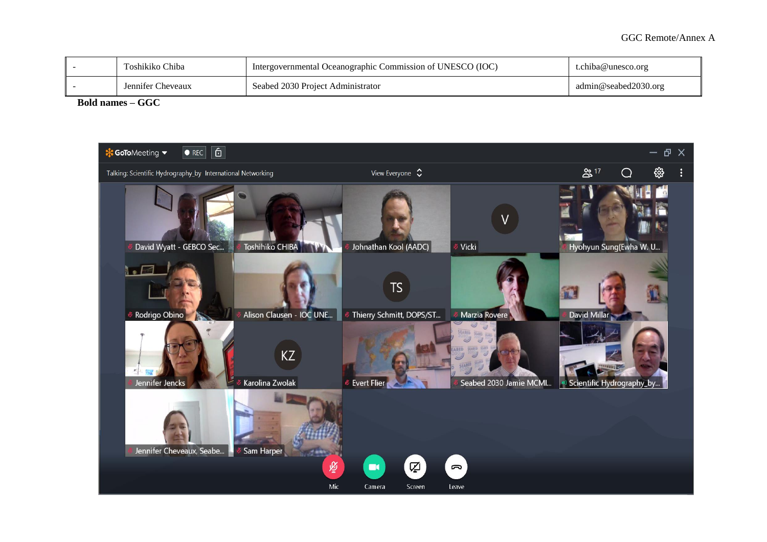| | | | |
|---|---|---|---|
| - | Toshikiko Chiba | Intergovernmental Oceanographic Commission of UNESCO (IOC) | t.chiba@unesco.org |
| - | Jennifer Cheveaux | Seabed 2030 Project Administrator | admin@seabed2030.org |

**Bold names – GGC**